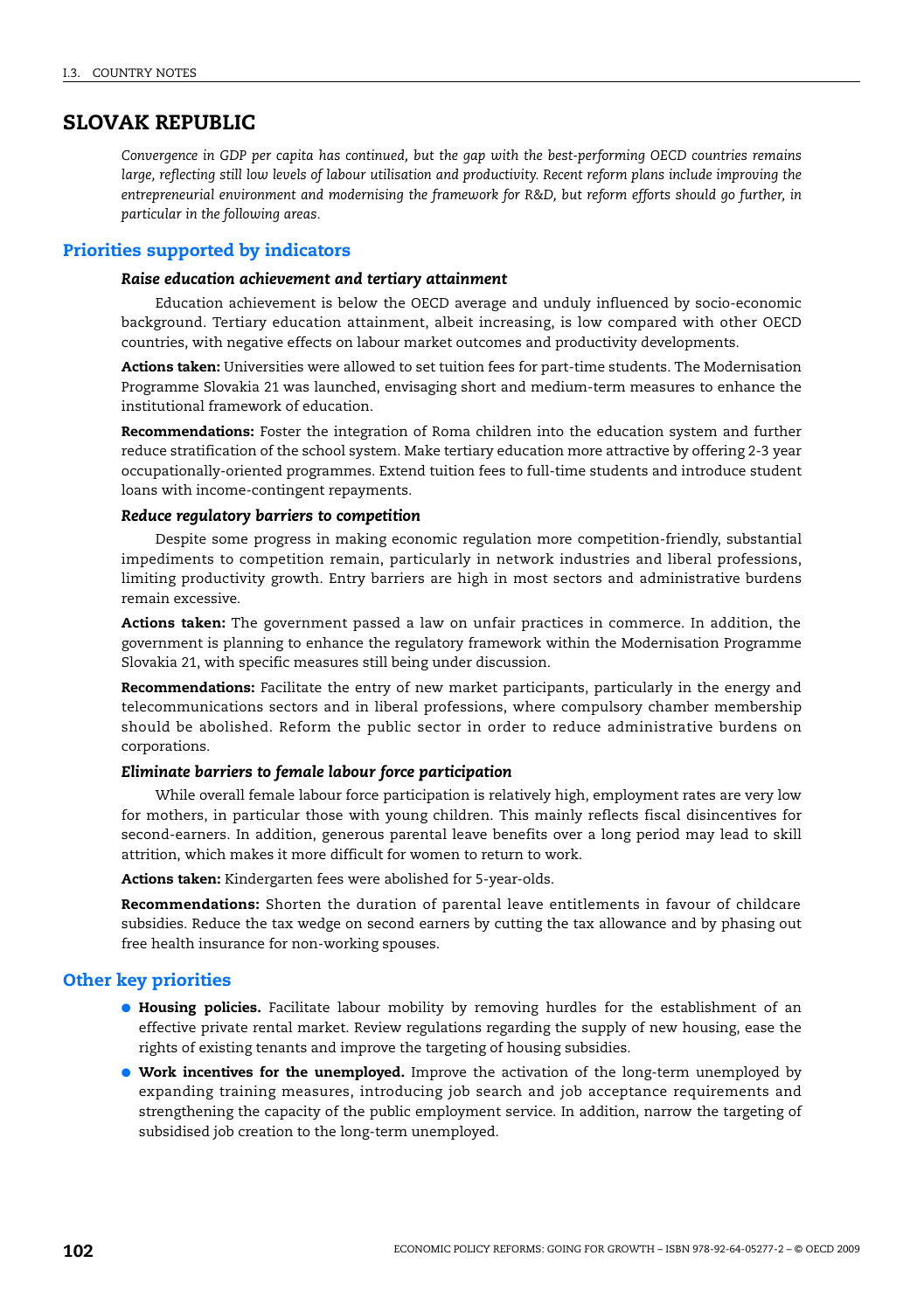# SLOVAK REPUBLIC

*Convergence in GDP per capita has continued, but the gap with the best-performing OECD countries remains large, reflecting still low levels of labour utilisation and productivity. Recent reform plans include improving the entrepreneurial environment and modernising the framework for R&D, but reform efforts should go further, in particular in the following areas.*

## Priorities supported by indicators

### *Raise education achievement and tertiary attainment*

Education achievement is below the OECD average and unduly influenced by socio-economic background. Tertiary education attainment, albeit increasing, is low compared with other OECD countries, with negative effects on labour market outcomes and productivity developments.

**Actions taken:** Universities were allowed to set tuition fees for part-time students. The Modernisation Programme Slovakia 21 was launched, envisaging short and medium-term measures to enhance the institutional framework of education.

**Recommendations:** Foster the integration of Roma children into the education system and further reduce stratification of the school system. Make tertiary education more attractive by offering 2-3 year occupationally-oriented programmes. Extend tuition fees to full-time students and introduce student loans with income-contingent repayments.

### *Reduce regulatory barriers to competition*

Despite some progress in making economic regulation more competition-friendly, substantial impediments to competition remain, particularly in network industries and liberal professions, limiting productivity growth. Entry barriers are high in most sectors and administrative burdens remain excessive.

**Actions taken:** The government passed a law on unfair practices in commerce. In addition, the government is planning to enhance the regulatory framework within the Modernisation Programme Slovakia 21, with specific measures still being under discussion.

**Recommendations:** Facilitate the entry of new market participants, particularly in the energy and telecommunications sectors and in liberal professions, where compulsory chamber membership should be abolished. Reform the public sector in order to reduce administrative burdens on corporations.

### *Eliminate barriers to female labour force participation*

While overall female labour force participation is relatively high, employment rates are very low for mothers, in particular those with young children. This mainly reflects fiscal disincentives for second-earners. In addition, generous parental leave benefits over a long period may lead to skill attrition, which makes it more difficult for women to return to work.

**Actions taken:** Kindergarten fees were abolished for 5-year-olds.

**Recommendations:** Shorten the duration of parental leave entitlements in favour of childcare subsidies. Reduce the tax wedge on second earners by cutting the tax allowance and by phasing out free health insurance for non-working spouses.

## Other key priorities

- **Housing policies.** Facilitate labour mobility by removing hurdles for the establishment of an effective private rental market. Review regulations regarding the supply of new housing, ease the rights of existing tenants and improve the targeting of housing subsidies.
- **Work incentives for the unemployed.** Improve the activation of the long-term unemployed by expanding training measures, introducing job search and job acceptance requirements and strengthening the capacity of the public employment service. In addition, narrow the targeting of subsidised job creation to the long-term unemployed.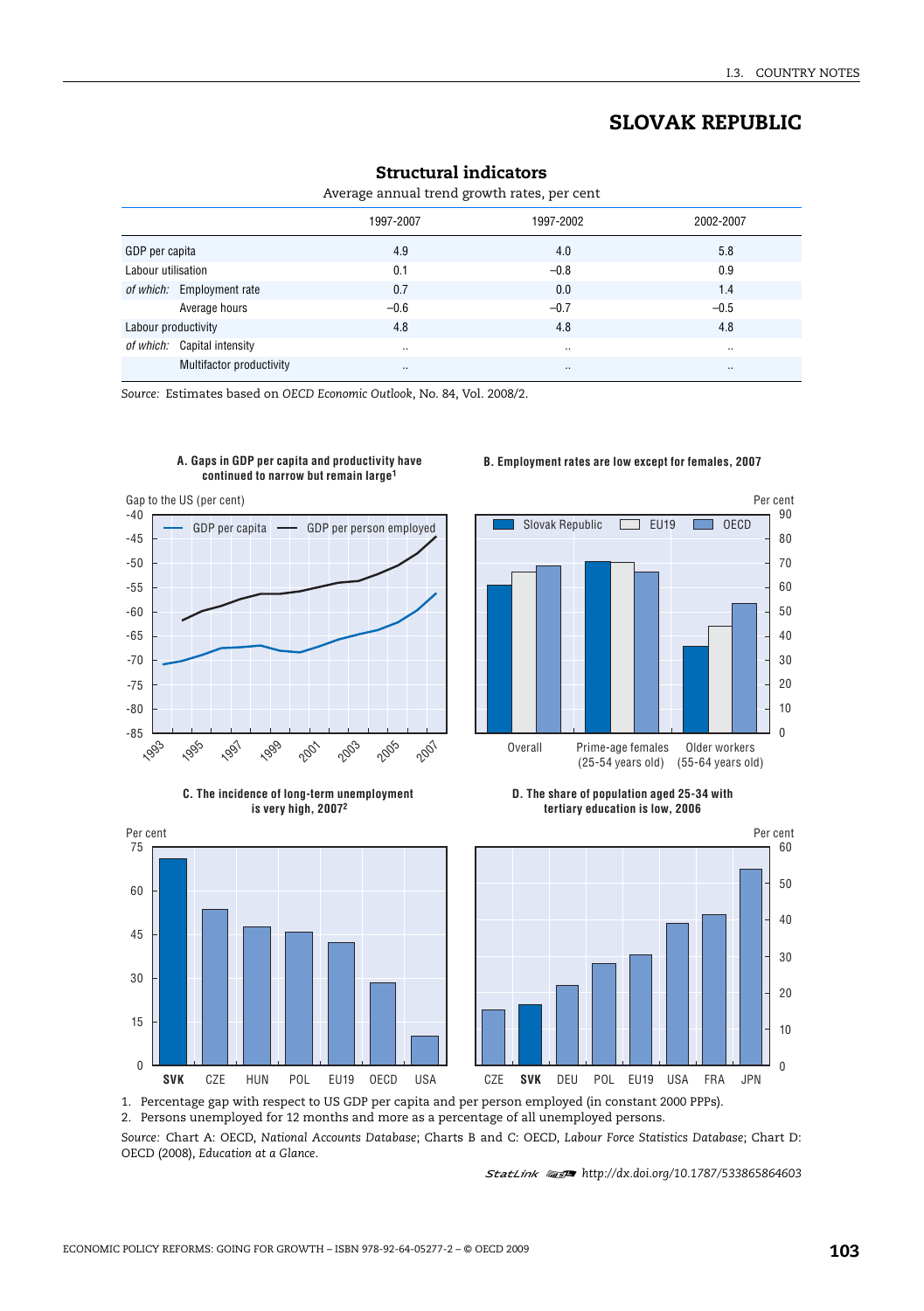# SLOVAK REPUBLIC

## Structural indicators

Average annual trend growth rates, per cent

| | 1997-2007 | 1997-2002 | 2002-2007 |
|---|---|---|---|
| GDP per capita | 4.9 | 4.0 | 5.8 |
| Labour utilisation | 0.1 | –0.8 | 0.9 |
| *of which:* Employment rate | 0.7 | 0.0 | 1.4 |
| Average hours | –0.6 | –0.7 | –0.5 |
| Labour productivity | 4.8 | 4.8 | 4.8 |
| *of which:* Capital intensity | .. | .. | .. |
| Multifactor productivity | .. | .. | .. |

*Source:* Estimates based on *OECD Economic Outlook*, No. 84, Vol. 2008/2.

**A. Gaps in GDP per capita and productivity have continued to narrow but remain large[1]**

Gap to the US (per cent)

GDP per capita
GDP per person employed

-40
-45
-50
-55
-60
-65
-70
-75
-80
-85

1993 1995 1997 1999 2001 2003 2005 2007

**B. Employment rates are low except for females, 2007**

Per cent

Slovak Republic EU19 OECD

90
80
70
60
50
40
30
20
10
0

Overall
Prime-age females (25-54 years old)
Older workers (55-64 years old)

**C. The incidence of long-term unemployment is very high, 2007[2]**

Per cent

75
60
45
30
15
0

SVK CZE HUN POL EU19 OECD USA

**D. The share of population aged 25-34 with tertiary education is low, 2006**

Per cent

60
50
40
30
20
10
0

CZE SVK DEU POL EU19 USA FRA JPN

1. Percentage gap with respect to US GDP per capita and per person employed (in constant 2000 PPPs).
2. Persons unemployed for 12 months and more as a percentage of all unemployed persons.

*Source:* Chart A: OECD, *National Accounts Database*; Charts B and C: OECD, *Labour Force Statistics Database*; Chart D: OECD (2008), *Education at a Glance*.

StatLink http://dx.doi.org/10.1787/533865864603